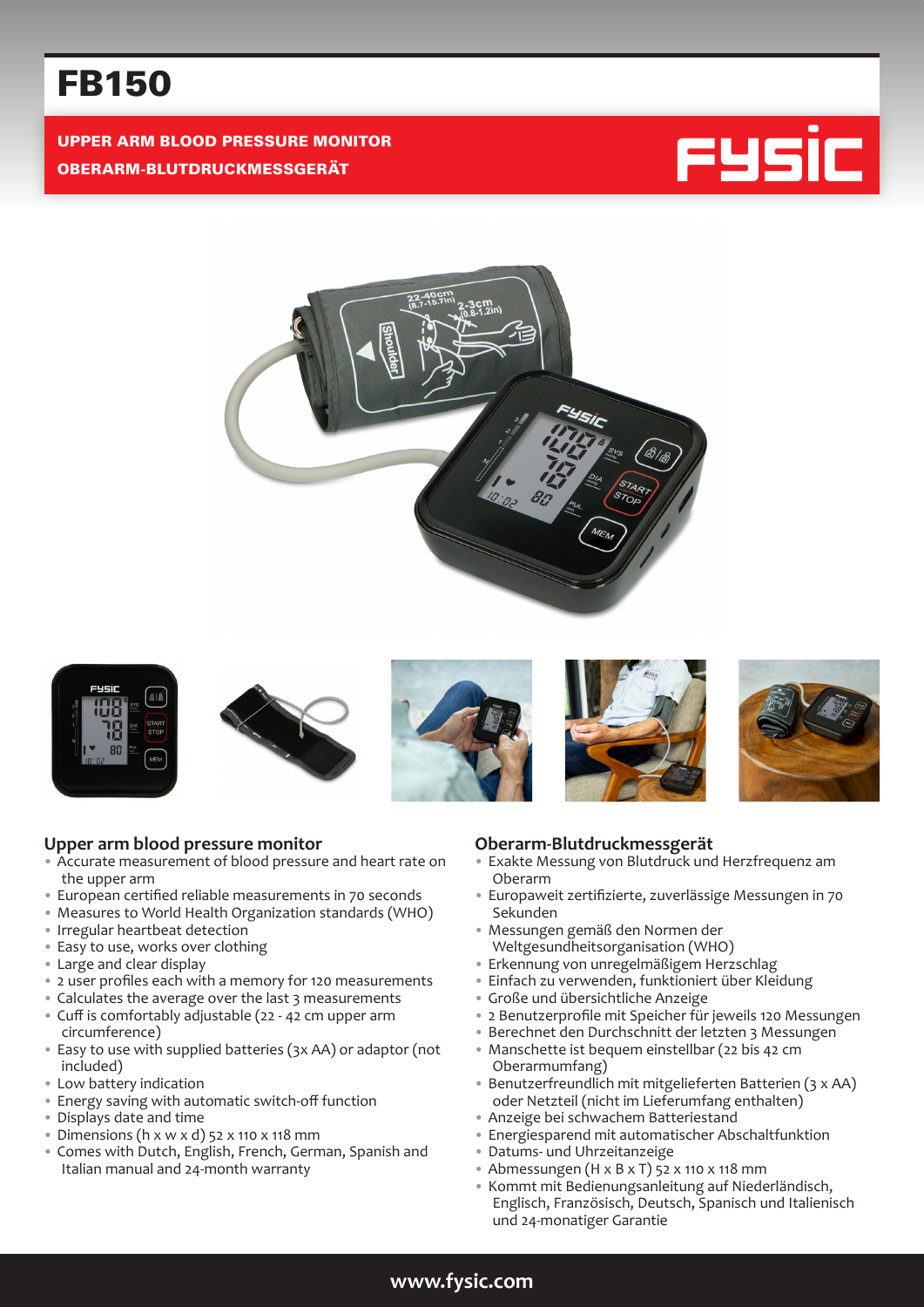# FB150

**UPPER ARM BLOOD PRESSURE MONITOR**

**OBERARM-BLUTDRUCKMESSGERÄT**

FYSIC

## Upper arm blood pressure monitor

- Accurate measurement of blood pressure and heart rate on the upper arm
- European certified reliable measurements in 70 seconds
- Measures to World Health Organization standards (WHO)
- Irregular heartbeat detection
- Easy to use, works over clothing
- Large and clear display
- 2 user profiles each with a memory for 120 measurements
- Calculates the average over the last 3 measurements
- Cuff is comfortably adjustable (22 - 42 cm upper arm circumference)
- Easy to use with supplied batteries (3x AA) or adaptor (not included)
- Low battery indication
- Energy saving with automatic switch-off function
- Displays date and time
- Dimensions (h x w x d) 52 x 110 x 118 mm
- Comes with Dutch, English, French, German, Spanish and Italian manual and 24-month warranty

## Oberarm-Blutdruckmessgerät

- Exakte Messung von Blutdruck und Herzfrequenz am Oberarm
- Europaweit zertifizierte, zuverlässige Messungen in 70 Sekunden
- Messungen gemäß den Normen der Weltgesundheitsorganisation (WHO)
- Erkennung von unregelmäßigem Herzschlag
- Einfach zu verwenden, funktioniert über Kleidung
- Große und übersichtliche Anzeige
- 2 Benutzerprofile mit Speicher für jeweils 120 Messungen
- Berechnet den Durchschnitt der letzten 3 Messungen
- Manschette ist bequem einstellbar (22 bis 42 cm Oberarmumfang)
- Benutzerfreundlich mit mitgelieferten Batterien (3 x AA) oder Netzteil (nicht im Lieferumfang enthalten)
- Anzeige bei schwachem Batteriestand
- Energiesparend mit automatischer Abschaltfunktion
- Datums- und Uhrzeitanzeige
- Abmessungen (H x B x T) 52 x 110 x 118 mm
- Kommt mit Bedienungsanleitung auf Niederländisch, Englisch, Französisch, Deutsch, Spanisch und Italienisch und 24-monatiger Garantie

www.fysic.com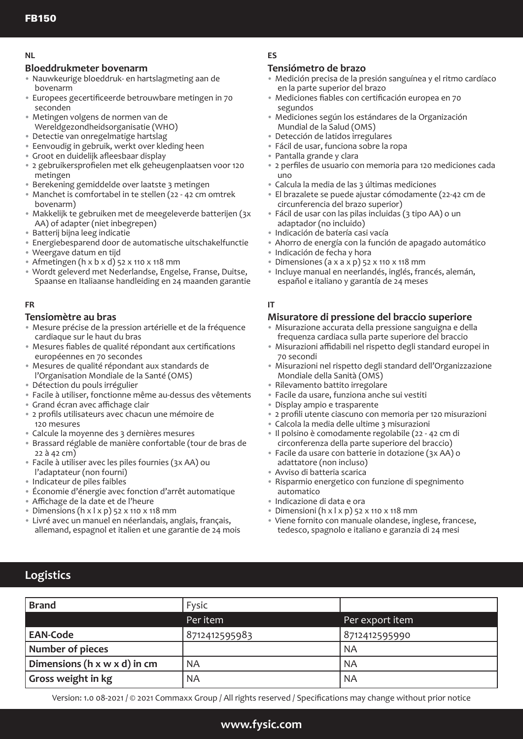# FB150

**NL**

### Bloeddrukmeter bovenarm

- Nauwkeurige bloeddruk- en hartslagmeting aan de bovenarm
- Europees gecertificeerde betrouwbare metingen in 70 seconden
- Metingen volgens de normen van de Wereldgezondheidsorganisatie (WHO)
- Detectie van onregelmatige hartslag
- Eenvoudig in gebruik, werkt over kleding heen
- Groot en duidelijk afleesbaar display
- 2 gebruikersprofielen met elk geheugenplaatsen voor 120 metingen
- Berekening gemiddelde over laatste 3 metingen
- Manchet is comfortabel in te stellen (22 - 42 cm omtrek bovenarm)
- Makkelijk te gebruiken met de meegeleverde batterijen (3x AA) of adapter (niet inbegrepen)
- Batterij bijna leeg indicatie
- Energiebesparend door de automatische uitschakelfunctie
- Weergave datum en tijd
- Afmetingen (h x b x d) 52 x 110 x 118 mm
- Wordt geleverd met Nederlandse, Engelse, Franse, Duitse, Spaanse en Italiaanse handleiding en 24 maanden garantie

**FR**

### Tensiomètre au bras

- Mesure précise de la pression artérielle et de la fréquence cardiaque sur le haut du bras
- Mesures fiables de qualité répondant aux certifications européennes en 70 secondes
- Mesures de qualité répondant aux standards de l'Organisation Mondiale de la Santé (OMS)
- Détection du pouls irrégulier
- Facile à utiliser, fonctionne même au-dessus des vêtements
- Grand écran avec affichage clair
- 2 profils utilisateurs avec chacun une mémoire de 120 mesures
- Calcule la moyenne des 3 dernières mesures
- Brassard réglable de manière confortable (tour de bras de 22 à 42 cm)
- Facile à utiliser avec les piles fournies (3x AA) ou l'adaptateur (non fourni)
- Indicateur de piles faibles
- Économie d'énergie avec fonction d'arrêt automatique
- Affichage de la date et de l'heure
- Dimensions (h x l x p) 52 x 110 x 118 mm
- Livré avec un manuel en néerlandais, anglais, français, allemand, espagnol et italien et une garantie de 24 mois

**ES**

### Tensiómetro de brazo

- Medición precisa de la presión sanguínea y el ritmo cardíaco en la parte superior del brazo
- Mediciones fiables con certificación europea en 70 segundos
- Mediciones según los estándares de la Organización Mundial de la Salud (OMS)
- Detección de latidos irregulares
- Fácil de usar, funciona sobre la ropa
- Pantalla grande y clara
- 2 perfiles de usuario con memoria para 120 mediciones cada uno
- Calcula la media de las 3 últimas mediciones
- El brazalete se puede ajustar cómodamente (22-42 cm de circunferencia del brazo superior)
- Fácil de usar con las pilas incluidas (3 tipo AA) o un adaptador (no incluido)
- Indicación de batería casi vacía
- Ahorro de energía con la función de apagado automático
- Indicación de fecha y hora
- Dimensiones (a x a x p) 52 x 110 x 118 mm
- Incluye manual en neerlandés, inglés, francés, alemán, español e italiano y garantía de 24 meses

**IT**

### Misuratore di pressione del braccio superiore

- Misurazione accurata della pressione sanguigna e della frequenza cardiaca sulla parte superiore del braccio
- Misurazioni affidabili nel rispetto degli standard europei in 70 secondi
- Misurazioni nel rispetto degli standard dell'Organizzazione Mondiale della Sanità (OMS)
- Rilevamento battito irregolare
- Facile da usare, funziona anche sui vestiti
- Display ampio e trasparente
- 2 profili utente ciascuno con memoria per 120 misurazioni
- Calcola la media delle ultime 3 misurazioni
- Il polsino è comodamente regolabile (22 - 42 cm di circonferenza della parte superiore del braccio)
- Facile da usare con batterie in dotazione (3x AA) o adattatore (non incluso)
- Avviso di batteria scarica
- Risparmio energetico con funzione di spegnimento automatico
- Indicazione di data e ora
- Dimensioni (h x l x p) 52 x 110 x 118 mm
- Viene fornito con manuale olandese, inglese, francese, tedesco, spagnolo e italiano e garanzia di 24 mesi

## Logistics

| **Brand** | Fysic | |
|---|---|---|
| | Per item | Per export item |
| **EAN-Code** | 8712412595983 | 8712412595990 |
| **Number of pieces** | | NA |
| **Dimensions (h x w x d) in cm** | NA | NA |
| **Gross weight in kg** | NA | NA |

Version: 1.0 08-2021 / © 2021 Commaxx Group / All rights reserved / Specifications may change without prior notice

**www.fysic.com**